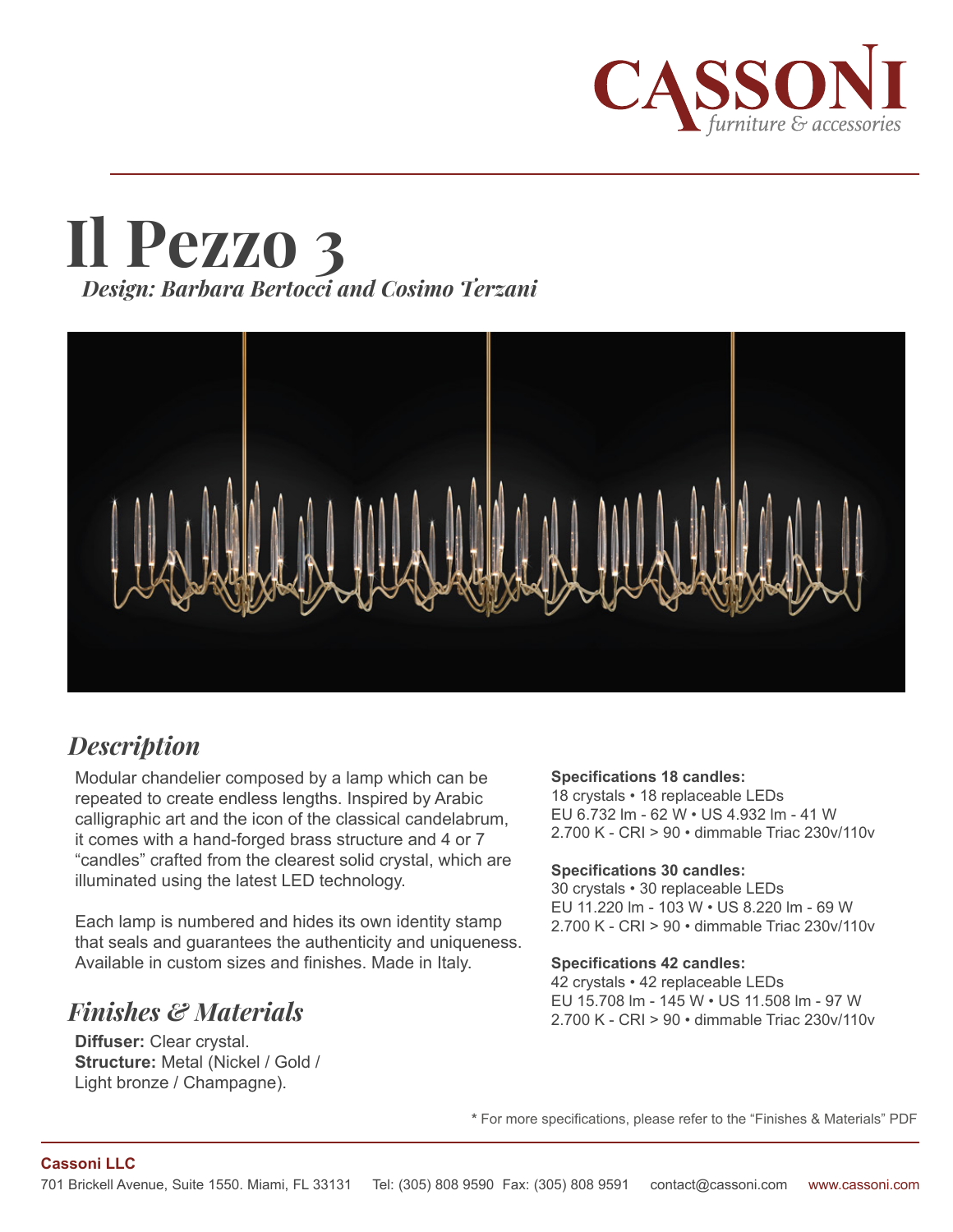# Il Pezzo 3

*Design: Barbara Bertocci and Cosimo Terzani*

## *Description*

Modular chandelier composed by a lamp which can be repeated to create endless lengths. Inspired by Arabic calligraphic art and the icon of the classical candelabrum, it comes with a hand-forged brass structure and 4 or 7 “candles” crafted from the clearest solid crystal, which are illuminated using the latest LED technology.

Each lamp is numbered and hides its own identity stamp that seals and guarantees the authenticity and uniqueness. Available in custom sizes and finishes. Made in Italy.

## *Finishes & Materials*

**Diffuser:** Clear crystal.
**Structure:** Metal (Nickel / Gold / Light bronze / Champagne).

**Specifications 18 candles:**
18 crystals • 18 replaceable LEDs
EU 6.732 lm - 62 W • US 4.932 lm - 41 W
2.700 K - CRI > 90 • dimmable Triac 230v/110v

**Specifications 30 candles:**
30 crystals • 30 replaceable LEDs
EU 11.220 lm - 103 W • US 8.220 lm - 69 W
2.700 K - CRI > 90 • dimmable Triac 230v/110v

**Specifications 42 candles:**
42 crystals • 42 replaceable LEDs
EU 15.708 lm - 145 W • US 11.508 lm - 97 W
2.700 K - CRI > 90 • dimmable Triac 230v/110v

* For more specifications, please refer to the “Finishes & Materials” PDF

**Cassoni LLC**
701 Brickell Avenue, Suite 1550. Miami, FL 33131 Tel: (305) 808 9590 Fax: (305) 808 9591 contact@cassoni.com www.cassoni.com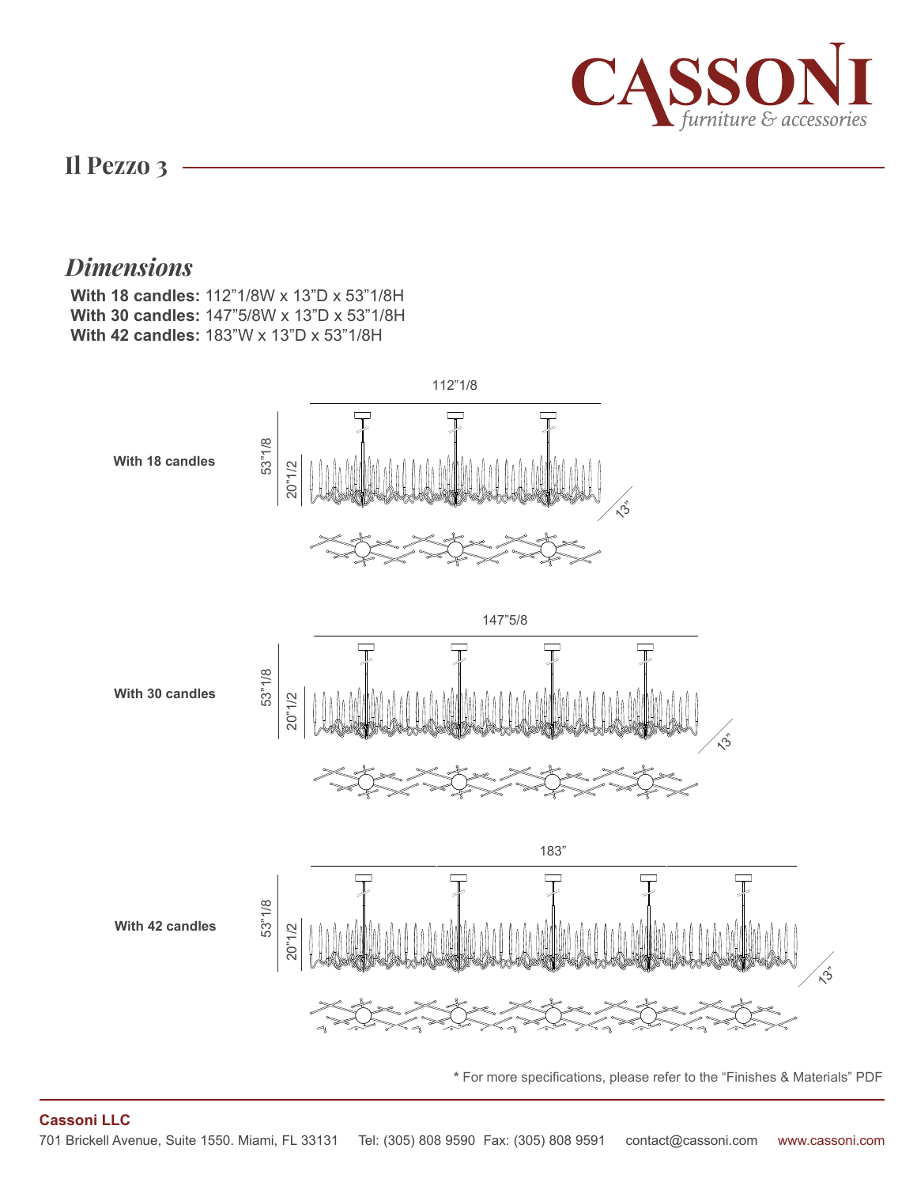# Il Pezzo 3

## *Dimensions*

**With 18 candles:** 112"1/8W x 13"D x 53"1/8H
**With 30 candles:** 147"5/8W x 13"D x 53"1/8H
**With 42 candles:** 183"W x 13"D x 53"1/8H

**With 18 candles**

112"1/8
53"1/8
20"1/2
13"

**With 30 candles**

147"5/8
53"1/8
20"1/2
13"

**With 42 candles**

183"
53"1/8
20"1/2
13"

**\*** For more specifications, please refer to the "Finishes & Materials" PDF

**Cassoni LLC**
701 Brickell Avenue, Suite 1550. Miami, FL 33131 Tel: (305) 808 9590 Fax: (305) 808 9591 contact@cassoni.com www.cassoni.com